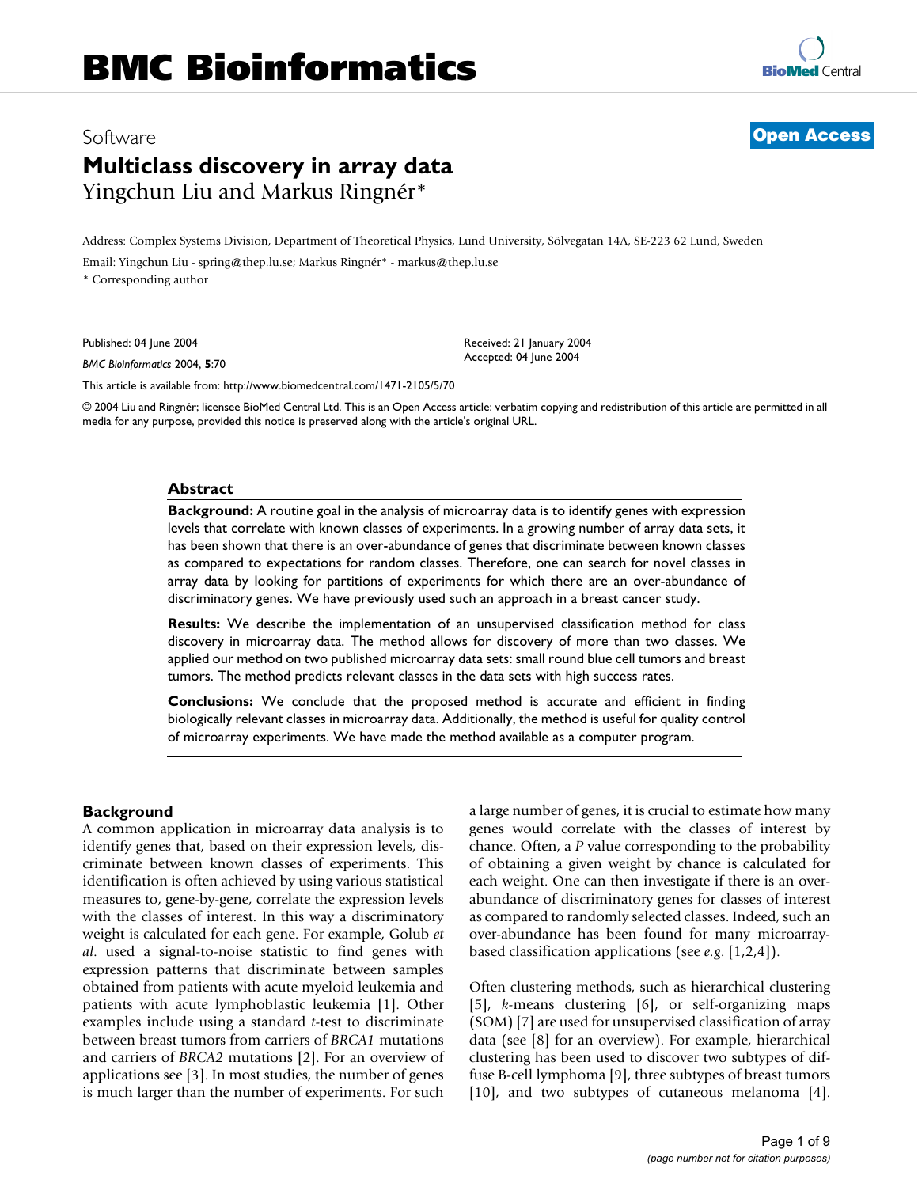# BMC Bioinformatics

Software

**Open Access**

# Multiclass discovery in array data

Yingchun Liu and Markus Ringnér*

Address: Complex Systems Division, Department of Theoretical Physics, Lund University, Sölvegatan 14A, SE-223 62 Lund, Sweden

Email: Yingchun Liu - spring@thep.lu.se; Markus Ringnér* - markus@thep.lu.se

* Corresponding author

Published: 04 June 2004

*BMC Bioinformatics* 2004, **5**:70

Received: 21 January 2004
Accepted: 04 June 2004

This article is available from: http://www.biomedcentral.com/1471-2105/5/70

© 2004 Liu and Ringnér; licensee BioMed Central Ltd. This is an Open Access article: verbatim copying and redistribution of this article are permitted in all media for any purpose, provided this notice is preserved along with the article's original URL.

## Abstract

**Background:** A routine goal in the analysis of microarray data is to identify genes with expression levels that correlate with known classes of experiments. In a growing number of array data sets, it has been shown that there is an over-abundance of genes that discriminate between known classes as compared to expectations for random classes. Therefore, one can search for novel classes in array data by looking for partitions of experiments for which there are an over-abundance of discriminatory genes. We have previously used such an approach in a breast cancer study.

**Results:** We describe the implementation of an unsupervised classification method for class discovery in microarray data. The method allows for discovery of more than two classes. We applied our method on two published microarray data sets: small round blue cell tumors and breast tumors. The method predicts relevant classes in the data sets with high success rates.

**Conclusions:** We conclude that the proposed method is accurate and efficient in finding biologically relevant classes in microarray data. Additionally, the method is useful for quality control of microarray experiments. We have made the method available as a computer program.

## Background

A common application in microarray data analysis is to identify genes that, based on their expression levels, discriminate between known classes of experiments. This identification is often achieved by using various statistical measures to, gene-by-gene, correlate the expression levels with the classes of interest. In this way a discriminatory weight is calculated for each gene. For example, Golub *et al.* used a signal-to-noise statistic to find genes with expression patterns that discriminate between samples obtained from patients with acute myeloid leukemia and patients with acute lymphoblastic leukemia [1]. Other examples include using a standard *t*-test to discriminate between breast tumors from carriers of *BRCA1* mutations and carriers of *BRCA2* mutations [2]. For an overview of applications see [3]. In most studies, the number of genes is much larger than the number of experiments. For such a large number of genes, it is crucial to estimate how many genes would correlate with the classes of interest by chance. Often, a *P* value corresponding to the probability of obtaining a given weight by chance is calculated for each weight. One can then investigate if there is an over-abundance of discriminatory genes for classes of interest as compared to randomly selected classes. Indeed, such an over-abundance has been found for many microarray-based classification applications (see *e.g.* [1,2,4]).

Often clustering methods, such as hierarchical clustering [5], *k*-means clustering [6], or self-organizing maps (SOM) [7] are used for unsupervised classification of array data (see [8] for an overview). For example, hierarchical clustering has been used to discover two subtypes of diffuse B-cell lymphoma [9], three subtypes of breast tumors [10], and two subtypes of cutaneous melanoma [4].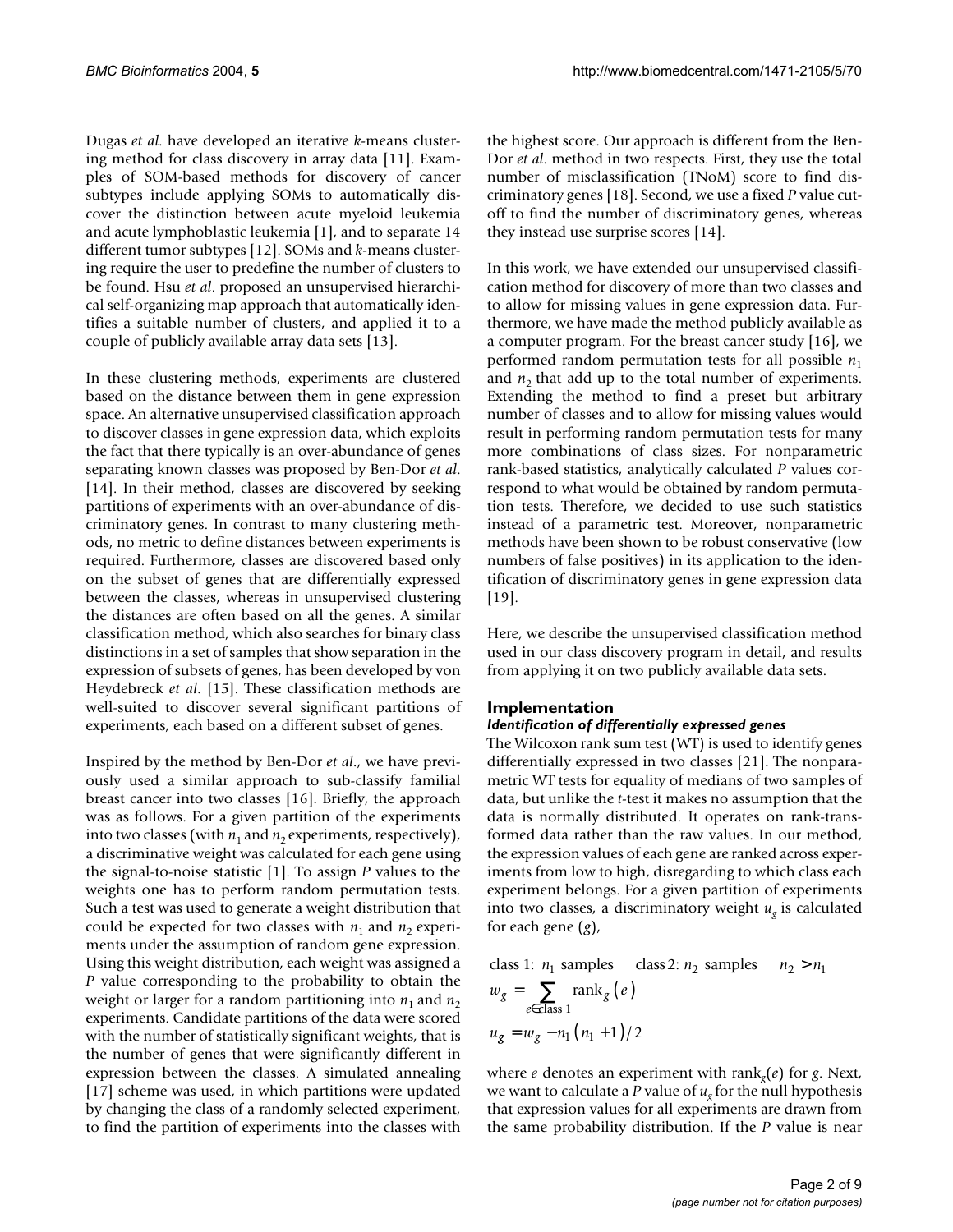Dugas *et al.* have developed an iterative *k*-means clustering method for class discovery in array data [11]. Examples of SOM-based methods for discovery of cancer subtypes include applying SOMs to automatically discover the distinction between acute myeloid leukemia and acute lymphoblastic leukemia [1], and to separate 14 different tumor subtypes [12]. SOMs and *k*-means clustering require the user to predefine the number of clusters to be found. Hsu *et al.* proposed an unsupervised hierarchical self-organizing map approach that automatically identifies a suitable number of clusters, and applied it to a couple of publicly available array data sets [13].

In these clustering methods, experiments are clustered based on the distance between them in gene expression space. An alternative unsupervised classification approach to discover classes in gene expression data, which exploits the fact that there typically is an over-abundance of genes separating known classes was proposed by Ben-Dor *et al.* [14]. In their method, classes are discovered by seeking partitions of experiments with an over-abundance of discriminatory genes. In contrast to many clustering methods, no metric to define distances between experiments is required. Furthermore, classes are discovered based only on the subset of genes that are differentially expressed between the classes, whereas in unsupervised clustering the distances are often based on all the genes. A similar classification method, which also searches for binary class distinctions in a set of samples that show separation in the expression of subsets of genes, has been developed by von Heydebreck *et al.* [15]. These classification methods are well-suited to discover several significant partitions of experiments, each based on a different subset of genes.

Inspired by the method by Ben-Dor *et al.*, we have previously used a similar approach to sub-classify familial breast cancer into two classes [16]. Briefly, the approach was as follows. For a given partition of the experiments into two classes (with $n_1$ and $n_2$ experiments, respectively), a discriminative weight was calculated for each gene using the signal-to-noise statistic [1]. To assign *P* values to the weights one has to perform random permutation tests. Such a test was used to generate a weight distribution that could be expected for two classes with $n_1$ and $n_2$ experiments under the assumption of random gene expression. Using this weight distribution, each weight was assigned a *P* value corresponding to the probability to obtain the weight or larger for a random partitioning into $n_1$ and $n_2$ experiments. Candidate partitions of the data were scored with the number of statistically significant weights, that is the number of genes that were significantly different in expression between the classes. A simulated annealing [17] scheme was used, in which partitions were updated by changing the class of a randomly selected experiment, to find the partition of experiments into the classes with the highest score. Our approach is different from the Ben-Dor *et al.* method in two respects. First, they use the total number of misclassification (TNoM) score to find discriminatory genes [18]. Second, we use a fixed *P* value cutoff to find the number of discriminatory genes, whereas they instead use surprise scores [14].

In this work, we have extended our unsupervised classification method for discovery of more than two classes and to allow for missing values in gene expression data. Furthermore, we have made the method publicly available as a computer program. For the breast cancer study [16], we performed random permutation tests for all possible $n_1$ and $n_2$ that add up to the total number of experiments. Extending the method to find a preset but arbitrary number of classes and to allow for missing values would result in performing random permutation tests for many more combinations of class sizes. For nonparametric rank-based statistics, analytically calculated *P* values correspond to what would be obtained by random permutation tests. Therefore, we decided to use such statistics instead of a parametric test. Moreover, nonparametric methods have been shown to be robust conservative (low numbers of false positives) in its application to the identification of discriminatory genes in gene expression data [19].

Here, we describe the unsupervised classification method used in our class discovery program in detail, and results from applying it on two publicly available data sets.

## Implementation

### *Identification of differentially expressed genes*

The Wilcoxon rank sum test (WT) is used to identify genes differentially expressed in two classes [21]. The nonparametric WT tests for equality of medians of two samples of data, but unlike the *t*-test it makes no assumption that the data is normally distributed. It operates on rank-transformed data rather than the raw values. In our method, the expression values of each gene are ranked across experiments from low to high, disregarding to which class each experiment belongs. For a given partition of experiments into two classes, a discriminatory weight $u_g$ is calculated for each gene ($g$),

$$\text{class 1: } n_1 \text{ samples} \qquad \text{class 2: } n_2 \text{ samples} \qquad n_2 > n_1$$

$$w_g = \sum_{e \in \text{class 1}} \text{rank}_g(e)$$

$$u_g = w_g - n_1(n_1+1)/2$$

where $e$ denotes an experiment with $\text{rank}_g(e)$ for $g$. Next, we want to calculate a *P* value of $u_g$ for the null hypothesis that expression values for all experiments are drawn from the same probability distribution. If the *P* value is near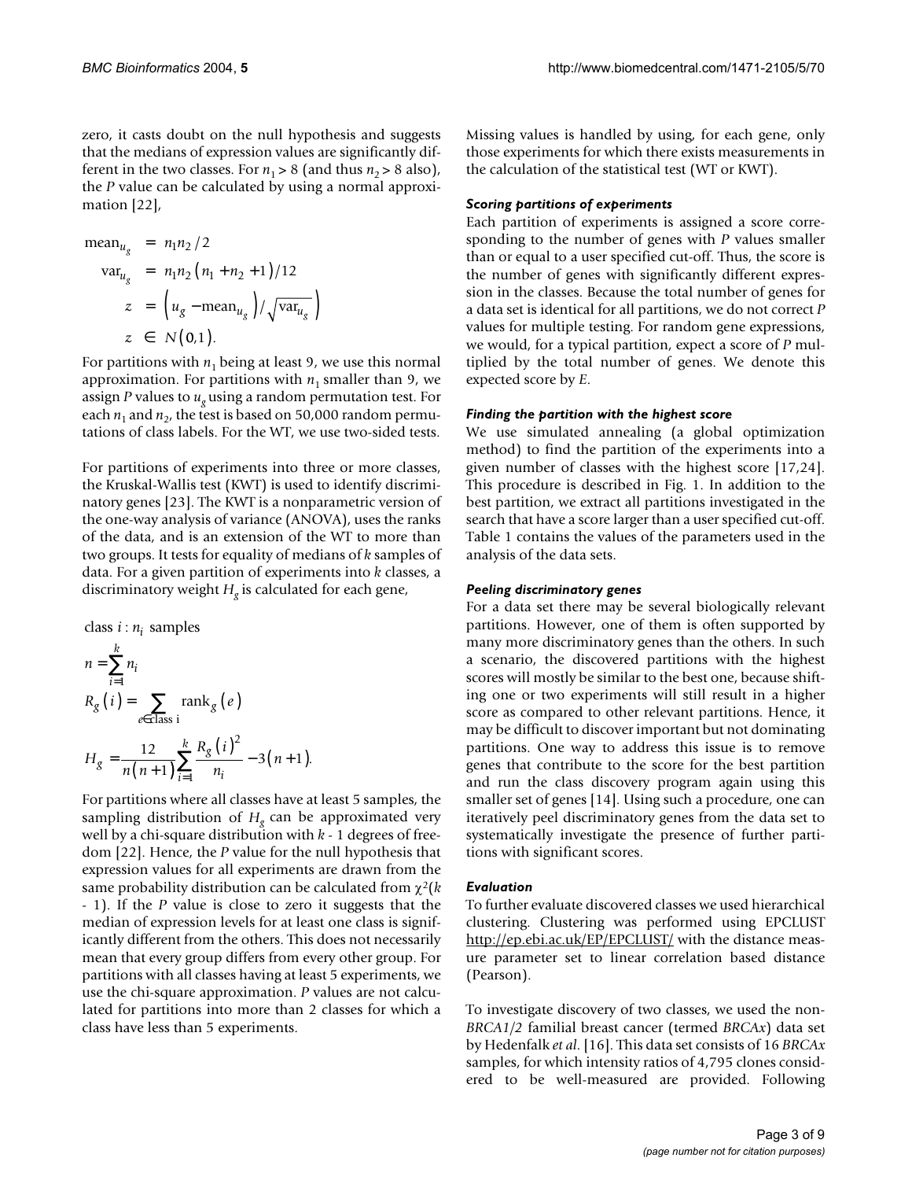zero, it casts doubt on the null hypothesis and suggests that the medians of expression values are significantly different in the two classes. For $n_1 > 8$ (and thus $n_2 > 8$ also), the *P* value can be calculated by using a normal approximation [22],

$$
\begin{aligned}
\text{mean}_{u_g} &= n_1 n_2 / 2 \\
\text{var}_{u_g} &= n_1 n_2 \left(n_1 + n_2 + 1\right)/12 \\
z &= \left(u_g - \text{mean}_{u_g}\right) / \sqrt{\text{var}_{u_g}} \\
z &\in N(0,1).
\end{aligned}
$$

For partitions with $n_1$ being at least 9, we use this normal approximation. For partitions with $n_1$ smaller than 9, we assign *P* values to $u_g$ using a random permutation test. For each $n_1$ and $n_2$, the test is based on 50,000 random permutations of class labels. For the WT, we use two-sided tests.

For partitions of experiments into three or more classes, the Kruskal-Wallis test (KWT) is used to identify discriminatory genes [23]. The KWT is a nonparametric version of the one-way analysis of variance (ANOVA), uses the ranks of the data, and is an extension of the WT to more than two groups. It tests for equality of medians of *k* samples of data. For a given partition of experiments into *k* classes, a discriminatory weight $H_g$ is calculated for each gene,

$$
\begin{aligned}
&\text{class } i : n_i \text{ samples} \\
&n = \sum_{i=1}^{k} n_i \\
&R_g(i) = \sum_{e \in \text{class i}} \text{rank}_g(e) \\
&H_g = \frac{12}{n(n+1)} \sum_{i=1}^{k} \frac{R_g(i)^2}{n_i} - 3(n+1).
\end{aligned}
$$

For partitions where all classes have at least 5 samples, the sampling distribution of $H_g$ can be approximated very well by a chi-square distribution with *k* - 1 degrees of freedom [22]. Hence, the *P* value for the null hypothesis that expression values for all experiments are drawn from the same probability distribution can be calculated from $\chi^2(k - 1)$. If the *P* value is close to zero it suggests that the median of expression levels for at least one class is significantly different from the others. This does not necessarily mean that every group differs from every other group. For partitions with all classes having at least 5 experiments, we use the chi-square approximation. *P* values are not calculated for partitions into more than 2 classes for which a class have less than 5 experiments.

Missing values is handled by using, for each gene, only those experiments for which there exists measurements in the calculation of the statistical test (WT or KWT).

### *Scoring partitions of experiments*

Each partition of experiments is assigned a score corresponding to the number of genes with *P* values smaller than or equal to a user specified cut-off. Thus, the score is the number of genes with significantly different expression in the classes. Because the total number of genes for a data set is identical for all partitions, we do not correct *P* values for multiple testing. For random gene expressions, we would, for a typical partition, expect a score of *P* multiplied by the total number of genes. We denote this expected score by *E*.

### *Finding the partition with the highest score*

We use simulated annealing (a global optimization method) to find the partition of the experiments into a given number of classes with the highest score [17,24]. This procedure is described in Fig. 1. In addition to the best partition, we extract all partitions investigated in the search that have a score larger than a user specified cut-off. Table 1 contains the values of the parameters used in the analysis of the data sets.

### *Peeling discriminatory genes*

For a data set there may be several biologically relevant partitions. However, one of them is often supported by many more discriminatory genes than the others. In such a scenario, the discovered partitions with the highest scores will mostly be similar to the best one, because shifting one or two experiments will still result in a higher score as compared to other relevant partitions. Hence, it may be difficult to discover important but not dominating partitions. One way to address this issue is to remove genes that contribute to the score for the best partition and run the class discovery program again using this smaller set of genes [14]. Using such a procedure, one can iteratively peel discriminatory genes from the data set to systematically investigate the presence of further partitions with significant scores.

### *Evaluation*

To further evaluate discovered classes we used hierarchical clustering. Clustering was performed using EPCLUST http://ep.ebi.ac.uk/EP/EPCLUST/ with the distance measure parameter set to linear correlation based distance (Pearson).

To investigate discovery of two classes, we used the non-*BRCA1/2* familial breast cancer (termed *BRCAx*) data set by Hedenfalk *et al.* [16]. This data set consists of 16 *BRCAx* samples, for which intensity ratios of 4,795 clones considered to be well-measured are provided. Following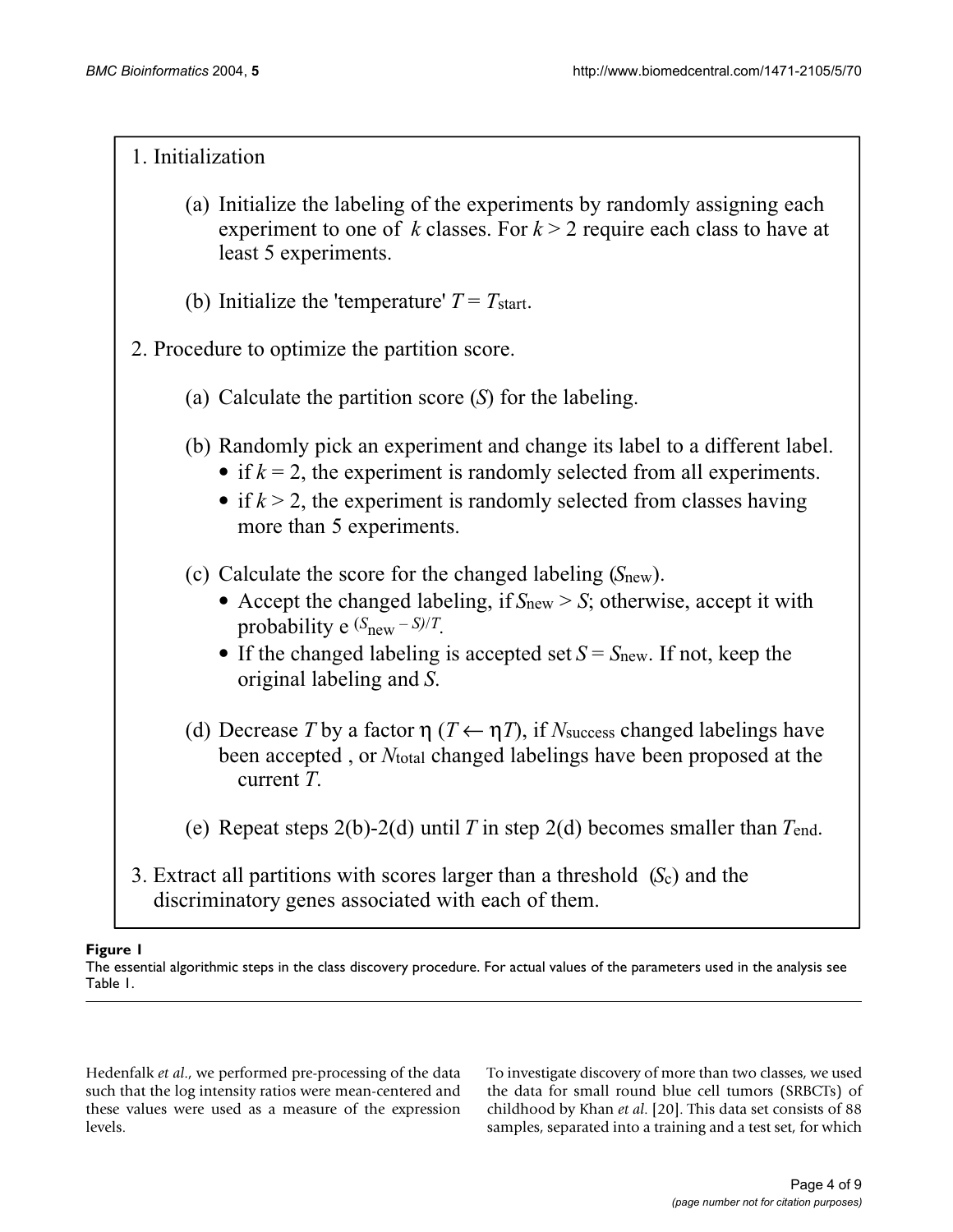1. Initialization

   (a) Initialize the labeling of the experiments by randomly assigning each experiment to one of $k$ classes. For $k > 2$ require each class to have at least 5 experiments.

   (b) Initialize the 'temperature' $T = T_{\text{start}}$.

2. Procedure to optimize the partition score.

   (a) Calculate the partition score ($S$) for the labeling.

   (b) Randomly pick an experiment and change its label to a different label.
      - if $k = 2$, the experiment is randomly selected from all experiments.
      - if $k > 2$, the experiment is randomly selected from classes having more than 5 experiments.

   (c) Calculate the score for the changed labeling ($S_{\text{new}}$).
      - Accept the changed labeling, if $S_{\text{new}} > S$; otherwise, accept it with probability $e^{(S_{\text{new}} - S)/T}$.
      - If the changed labeling is accepted set $S = S_{\text{new}}$. If not, keep the original labeling and $S$.

   (d) Decrease $T$ by a factor $\eta$ ($T \leftarrow \eta T$), if $N_{\text{success}}$ changed labelings have been accepted , or $N_{\text{total}}$ changed labelings have been proposed at the current $T$.

   (e) Repeat steps 2(b)-2(d) until $T$ in step 2(d) becomes smaller than $T_{\text{end}}$.

3. Extract all partitions with scores larger than a threshold ($S_c$) and the discriminatory genes associated with each of them.

**Figure 1**
The essential algorithmic steps in the class discovery procedure. For actual values of the parameters used in the analysis see Table 1.

Hedenfalk *et al*., we performed pre-processing of the data such that the log intensity ratios were mean-centered and these values were used as a measure of the expression levels.

To investigate discovery of more than two classes, we used the data for small round blue cell tumors (SRBCTs) of childhood by Khan *et al*. [20]. This data set consists of 88 samples, separated into a training and a test set, for which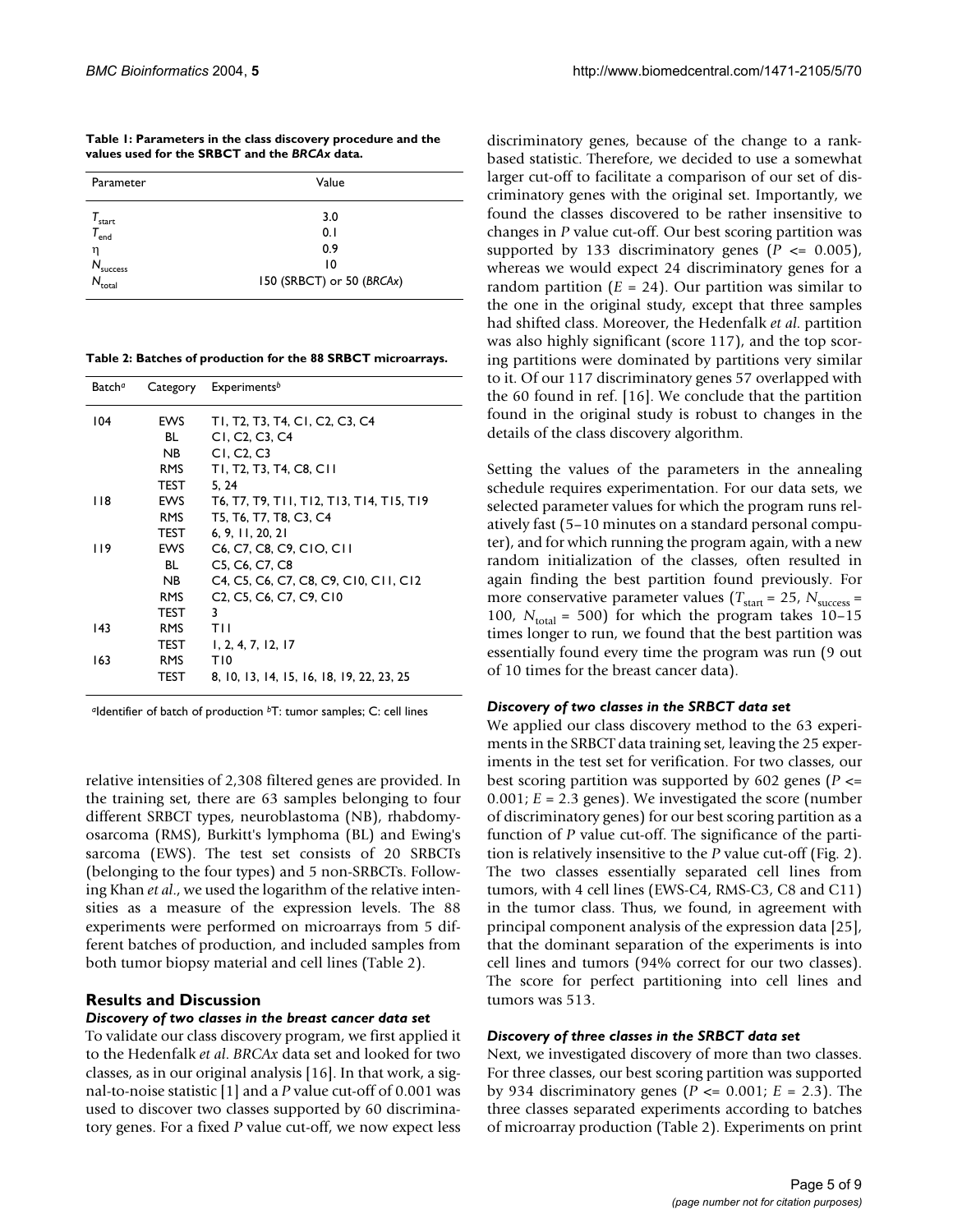**Table 1: Parameters in the class discovery procedure and the values used for the SRBCT and the *BRCAx* data.**

| Parameter | Value |
| --- | --- |
| $T_{start}$ | 3.0 |
| $T_{end}$ | 0.1 |
| $\eta$ | 0.9 |
| $N_{success}$ | 10 |
| $N_{total}$ | 150 (SRBCT) or 50 (*BRCAx*) |

**Table 2: Batches of production for the 88 SRBCT microarrays.**

| Batch[a] | Category | Experiments[b] |
| --- | --- | --- |
| 104 | EWS | T1, T2, T3, T4, C1, C2, C3, C4 |
| | BL | C1, C2, C3, C4 |
| | NB | C1, C2, C3 |
| | RMS | T1, T2, T3, T4, C8, C11 |
| | TEST | 5, 24 |
| 118 | EWS | T6, T7, T9, T11, T12, T13, T14, T15, T19 |
| | RMS | T5, T6, T7, T8, C3, C4 |
| | TEST | 6, 9, 11, 20, 21 |
| 119 | EWS | C6, C7, C8, C9, C10, C11 |
| | BL | C5, C6, C7, C8 |
| | NB | C4, C5, C6, C7, C8, C9, C10, C11, C12 |
| | RMS | C2, C5, C6, C7, C9, C10 |
| | TEST | 3 |
| 143 | RMS | T11 |
| | TEST | 1, 2, 4, 7, 12, 17 |
| 163 | RMS | T10 |
| | TEST | 8, 10, 13, 14, 15, 16, 18, 19, 22, 23, 25 |

[a]Identifier of batch of production [b]T: tumor samples; C: cell lines

relative intensities of 2,308 filtered genes are provided. In the training set, there are 63 samples belonging to four different SRBCT types, neuroblastoma (NB), rhabdomyosarcoma (RMS), Burkitt's lymphoma (BL) and Ewing's sarcoma (EWS). The test set consists of 20 SRBCTs (belonging to the four types) and 5 non-SRBCTs. Following Khan *et al*., we used the logarithm of the relative intensities as a measure of the expression levels. The 88 experiments were performed on microarrays from 5 different batches of production, and included samples from both tumor biopsy material and cell lines (Table 2).

## Results and Discussion

### *Discovery of two classes in the breast cancer data set*

To validate our class discovery program, we first applied it to the Hedenfalk *et al*. *BRCAx* data set and looked for two classes, as in our original analysis [16]. In that work, a signal-to-noise statistic [1] and a $P$ value cut-off of 0.001 was used to discover two classes supported by 60 discriminatory genes. For a fixed $P$ value cut-off, we now expect less discriminatory genes, because of the change to a rank-based statistic. Therefore, we decided to use a somewhat larger cut-off to facilitate a comparison of our set of discriminatory genes with the original set. Importantly, we found the classes discovered to be rather insensitive to changes in $P$ value cut-off. Our best scoring partition was supported by 133 discriminatory genes ($P <= 0.005$), whereas we would expect 24 discriminatory genes for a random partition ($E = 24$). Our partition was similar to the one in the original study, except that three samples had shifted class. Moreover, the Hedenfalk *et al*. partition was also highly significant (score 117), and the top scoring partitions were dominated by partitions very similar to it. Of our 117 discriminatory genes 57 overlapped with the 60 found in ref. [16]. We conclude that the partition found in the original study is robust to changes in the details of the class discovery algorithm.

Setting the values of the parameters in the annealing schedule requires experimentation. For our data sets, we selected parameter values for which the program runs relatively fast (5–10 minutes on a standard personal computer), and for which running the program again, with a new random initialization of the classes, often resulted in again finding the best partition found previously. For more conservative parameter values ($T_{start} = 25$, $N_{success} = 100$, $N_{total} = 500$) for which the program takes 10–15 times longer to run, we found that the best partition was essentially found every time the program was run (9 out of 10 times for the breast cancer data).

### *Discovery of two classes in the SRBCT data set*

We applied our class discovery method to the 63 experiments in the SRBCT data training set, leaving the 25 experiments in the test set for verification. For two classes, our best scoring partition was supported by 602 genes ($P <= 0.001$; $E = 2.3$ genes). We investigated the score (number of discriminatory genes) for our best scoring partition as a function of $P$ value cut-off. The significance of the partition is relatively insensitive to the $P$ value cut-off (Fig. 2). The two classes essentially separated cell lines from tumors, with 4 cell lines (EWS-C4, RMS-C3, C8 and C11) in the tumor class. Thus, we found, in agreement with principal component analysis of the expression data [25], that the dominant separation of the experiments is into cell lines and tumors (94% correct for our two classes). The score for perfect partitioning into cell lines and tumors was 513.

### *Discovery of three classes in the SRBCT data set*

Next, we investigated discovery of more than two classes. For three classes, our best scoring partition was supported by 934 discriminatory genes ($P <= 0.001$; $E = 2.3$). The three classes separated experiments according to batches of microarray production (Table 2). Experiments on print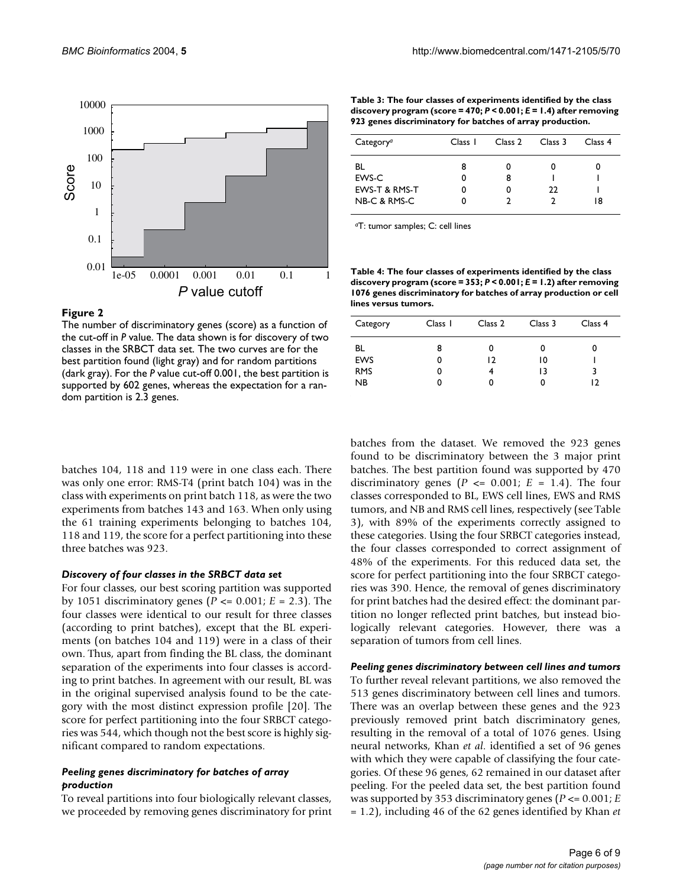**Figure 2**

The number of discriminatory genes (score) as a function of the cut-off in *P* value. The data shown is for discovery of two classes in the SRBCT data set. The two curves are for the best partition found (light gray) and for random partitions (dark gray). For the *P* value cut-off 0.001, the best partition is supported by 602 genes, whereas the expectation for a random partition is 2.3 genes.

**Table 3: The four classes of experiments identified by the class discovery program (score = 470; *P* < 0.001; *E* = 1.4) after removing 923 genes discriminatory for batches of array production.**

| Category[a] | Class 1 | Class 2 | Class 3 | Class 4 |
| --- | --- | --- | --- | --- |
| BL | 8 | 0 | 0 | 0 |
| EWS-C | 0 | 8 | 1 | 1 |
| EWS-T & RMS-T | 0 | 0 | 22 | 1 |
| NB-C & RMS-C | 0 | 2 | 2 | 18 |

[a]T: tumor samples; C: cell lines

**Table 4: The four classes of experiments identified by the class discovery program (score = 353; *P* < 0.001; *E* = 1.2) after removing 1076 genes discriminatory for batches of array production or cell lines versus tumors.**

| Category | Class 1 | Class 2 | Class 3 | Class 4 |
| --- | --- | --- | --- | --- |
| BL | 8 | 0 | 0 | 0 |
| EWS | 0 | 12 | 10 | 1 |
| RMS | 0 | 4 | 13 | 3 |
| NB | 0 | 0 | 0 | 12 |

batches 104, 118 and 119 were in one class each. There was only one error: RMS-T4 (print batch 104) was in the class with experiments on print batch 118, as were the two experiments from batches 143 and 163. When only using the 61 training experiments belonging to batches 104, 118 and 119, the score for a perfect partitioning into these three batches was 923.

### *Discovery of four classes in the SRBCT data set*

For four classes, our best scoring partition was supported by 1051 discriminatory genes ($P <= 0.001$; $E = 2.3$). The four classes were identical to our result for three classes (according to print batches), except that the BL experiments (on batches 104 and 119) were in a class of their own. Thus, apart from finding the BL class, the dominant separation of the experiments into four classes is according to print batches. In agreement with our result, BL was in the original supervised analysis found to be the category with the most distinct expression profile [20]. The score for perfect partitioning into the four SRBCT categories was 544, which though not the best score is highly significant compared to random expectations.

### *Peeling genes discriminatory for batches of array production*

To reveal partitions into four biologically relevant classes, we proceeded by removing genes discriminatory for print batches from the dataset. We removed the 923 genes found to be discriminatory between the 3 major print batches. The best partition found was supported by 470 discriminatory genes ($P <= 0.001$; $E = 1.4$). The four classes corresponded to BL, EWS cell lines, EWS and RMS tumors, and NB and RMS cell lines, respectively (see Table 3), with 89% of the experiments correctly assigned to these categories. Using the four SRBCT categories instead, the four classes corresponded to correct assignment of 48% of the experiments. For this reduced data set, the score for perfect partitioning into the four SRBCT categories was 390. Hence, the removal of genes discriminatory for print batches had the desired effect: the dominant partition no longer reflected print batches, but instead biologically relevant categories. However, there was a separation of tumors from cell lines.

### *Peeling genes discriminatory between cell lines and tumors*

To further reveal relevant partitions, we also removed the 513 genes discriminatory between cell lines and tumors. There was an overlap between these genes and the 923 previously removed print batch discriminatory genes, resulting in the removal of a total of 1076 genes. Using neural networks, Khan *et al.* identified a set of 96 genes with which they were capable of classifying the four categories. Of these 96 genes, 62 remained in our dataset after peeling. For the peeled data set, the best partition found was supported by 353 discriminatory genes ($P <= 0.001$; $E = 1.2$), including 46 of the 62 genes identified by Khan *et*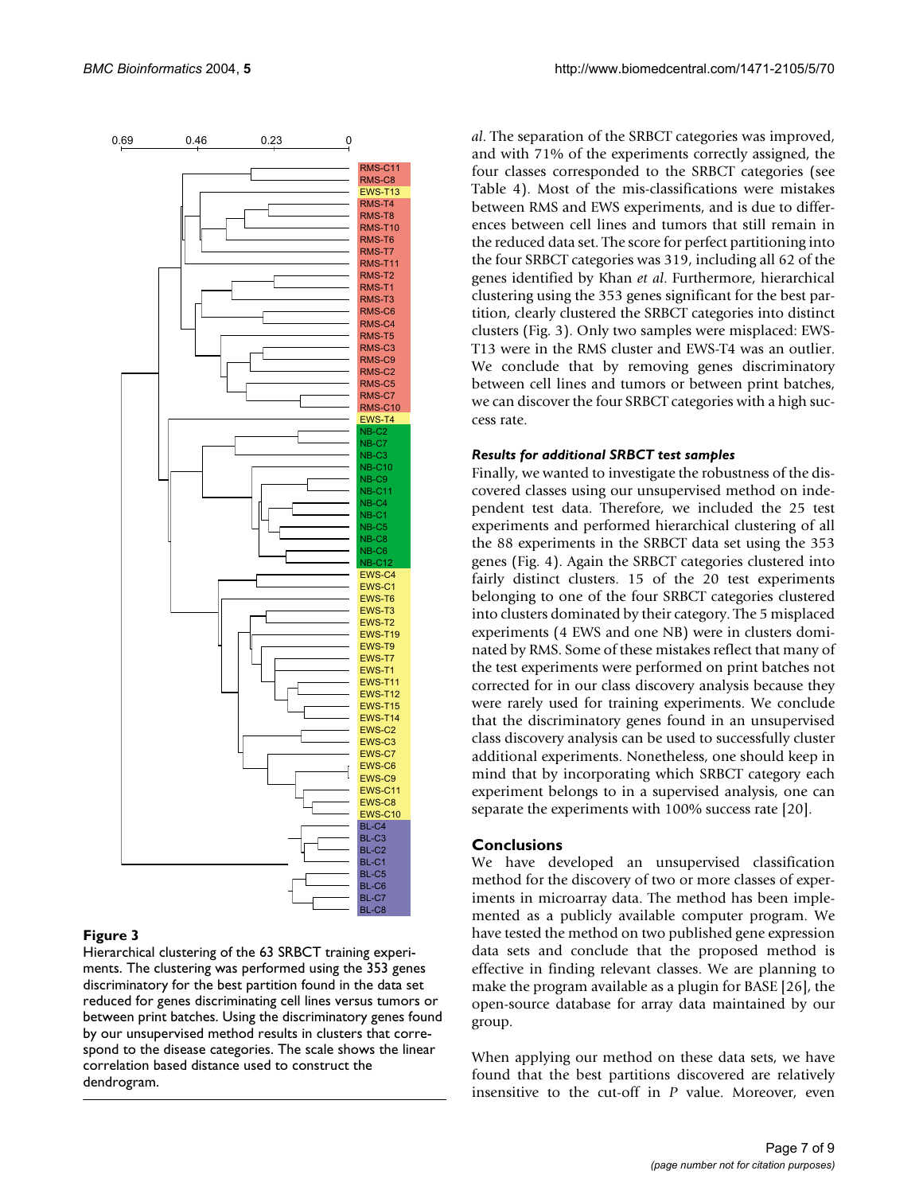**Figure 3**

Hierarchical clustering of the 63 SRBCT training experiments. The clustering was performed using the 353 genes discriminatory for the best partition found in the data set reduced for genes discriminating cell lines versus tumors or between print batches. Using the discriminatory genes found by our unsupervised method results in clusters that correspond to the disease categories. The scale shows the linear correlation based distance used to construct the dendrogram.

*al*. The separation of the SRBCT categories was improved, and with 71% of the experiments correctly assigned, the four classes corresponded to the SRBCT categories (see Table 4). Most of the mis-classifications were mistakes between RMS and EWS experiments, and is due to differences between cell lines and tumors that still remain in the reduced data set. The score for perfect partitioning into the four SRBCT categories was 319, including all 62 of the genes identified by Khan *et al*. Furthermore, hierarchical clustering using the 353 genes significant for the best partition, clearly clustered the SRBCT categories into distinct clusters (Fig. 3). Only two samples were misplaced: EWS-T13 were in the RMS cluster and EWS-T4 was an outlier. We conclude that by removing genes discriminatory between cell lines and tumors or between print batches, we can discover the four SRBCT categories with a high success rate.

### *Results for additional SRBCT test samples*

Finally, we wanted to investigate the robustness of the discovered classes using our unsupervised method on independent test data. Therefore, we included the 25 test experiments and performed hierarchical clustering of all the 88 experiments in the SRBCT data set using the 353 genes (Fig. 4). Again the SRBCT categories clustered into fairly distinct clusters. 15 of the 20 test experiments belonging to one of the four SRBCT categories clustered into clusters dominated by their category. The 5 misplaced experiments (4 EWS and one NB) were in clusters dominated by RMS. Some of these mistakes reflect that many of the test experiments were performed on print batches not corrected for in our class discovery analysis because they were rarely used for training experiments. We conclude that the discriminatory genes found in an unsupervised class discovery analysis can be used to successfully cluster additional experiments. Nonetheless, one should keep in mind that by incorporating which SRBCT category each experiment belongs to in a supervised analysis, one can separate the experiments with 100% success rate [20].

## Conclusions

We have developed an unsupervised classification method for the discovery of two or more classes of experiments in microarray data. The method has been implemented as a publicly available computer program. We have tested the method on two published gene expression data sets and conclude that the proposed method is effective in finding relevant classes. We are planning to make the program available as a plugin for BASE [26], the open-source database for array data maintained by our group.

When applying our method on these data sets, we have found that the best partitions discovered are relatively insensitive to the cut-off in *P* value. Moreover, even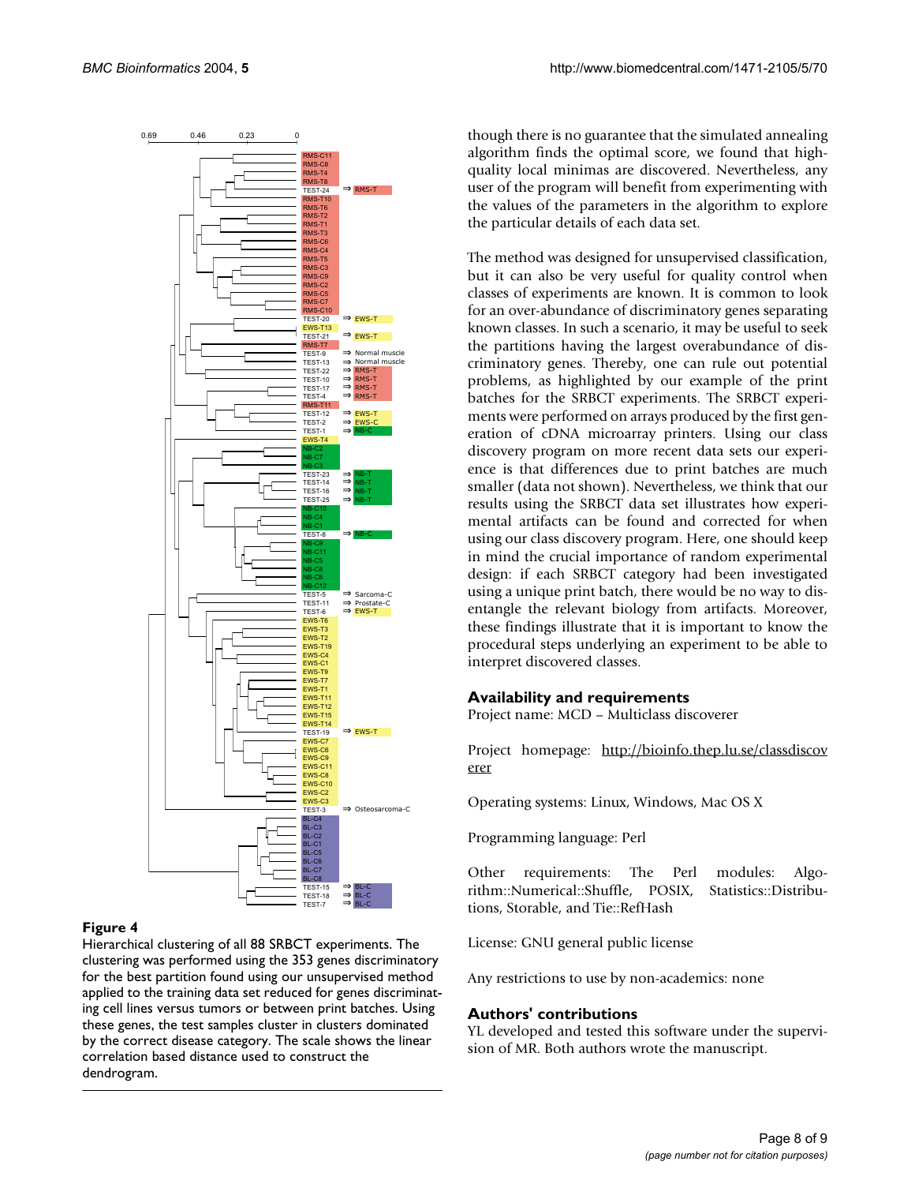0.69 0.46 0.23 0

RMS-C11
RMS-C8
RMS-T4
RMS-T8
TEST-24 ⇒ RMS-T
RMS-T10
RMS-T6
RMS-T2
RMS-T1
RMS-T3
RMS-C6
RMS-C4
RMS-T5
RMS-C3
RMS-C9
RMS-C2
RMS-C5
RMS-C7
RMS-C10
TEST-20 ⇒ EWS-T
EWS-T13
TEST-21 ⇒ EWS-T
RMS-T7
TEST-9 ⇒ Normal muscle
TEST-13 ⇒ Normal muscle
TEST-22 ⇒ RMS-T
TEST-10 ⇒ RMS-T
TEST-17 ⇒ RMS-T
TEST-4 ⇒ RMS-T
RMS-T11
TEST-12 ⇒ EWS-T
TEST-2 ⇒ EWS-C
TEST-1 ⇒ NB-C
EWS-T4
NB-C2
NB-C7
NB-C3
TEST-23 ⇒ NB-T
TEST-14 ⇒ NB-T
TEST-16 ⇒ NB-T
TEST-25 ⇒ NB-T
NB-C10
NB-C4
NB-C1
TEST-8 ⇒ NB-C
NB-C9
NB-C11
NB-C5
NB-C8
NB-C6
NB-C12
TEST-5 ⇒ Sarcoma-C
TEST-11 ⇒ Prostate-C
TEST-6 ⇒ EWS-T
EWS-T6
EWS-T3
EWS-T2
EWS-T19
EWS-C4
EWS-C1
EWS-T9
EWS-T7
EWS-T1
EWS-T11
EWS-T12
EWS-T15
EWS-T14
TEST-19 ⇒ EWS-T
EWS-C7
EWS-C6
EWS-C9
EWS-C11
EWS-C8
EWS-C10
EWS-C2
EWS-C3
TEST-3 ⇒ Osteosarcoma-C
BL-C4
BL-C3
BL-C2
BL-C1
BL-C5
BL-C6
BL-C7
BL-C8
TEST-15 ⇒ BL-C
TEST-18 ⇒ BL-C
TEST-7 ⇒ BL-C

**Figure 4**

Hierarchical clustering of all 88 SRBCT experiments. The clustering was performed using the 353 genes discriminatory for the best partition found using our unsupervised method applied to the training data set reduced for genes discriminating cell lines versus tumors or between print batches. Using these genes, the test samples cluster in clusters dominated by the correct disease category. The scale shows the linear correlation based distance used to construct the dendrogram.

though there is no guarantee that the simulated annealing algorithm finds the optimal score, we found that high-quality local minimas are discovered. Nevertheless, any user of the program will benefit from experimenting with the values of the parameters in the algorithm to explore the particular details of each data set.

The method was designed for unsupervised classification, but it can also be very useful for quality control when classes of experiments are known. It is common to look for an over-abundance of discriminatory genes separating known classes. In such a scenario, it may be useful to seek the partitions having the largest overabundance of discriminatory genes. Thereby, one can rule out potential problems, as highlighted by our example of the print batches for the SRBCT experiments. The SRBCT experiments were performed on arrays produced by the first generation of cDNA microarray printers. Using our class discovery program on more recent data sets our experience is that differences due to print batches are much smaller (data not shown). Nevertheless, we think that our results using the SRBCT data set illustrates how experimental artifacts can be found and corrected for when using our class discovery program. Here, one should keep in mind the crucial importance of random experimental design: if each SRBCT category had been investigated using a unique print batch, there would be no way to disentangle the relevant biology from artifacts. Moreover, these findings illustrate that it is important to know the procedural steps underlying an experiment to be able to interpret discovered classes.

## Availability and requirements

Project name: MCD – Multiclass discoverer

Project homepage: http://bioinfo.thep.lu.se/classdiscoverer

Operating systems: Linux, Windows, Mac OS X

Programming language: Perl

Other requirements: The Perl modules: Algorithm::Numerical::Shuffle, POSIX, Statistics::Distributions, Storable, and Tie::RefHash

License: GNU general public license

Any restrictions to use by non-academics: none

## Authors' contributions

YL developed and tested this software under the supervision of MR. Both authors wrote the manuscript.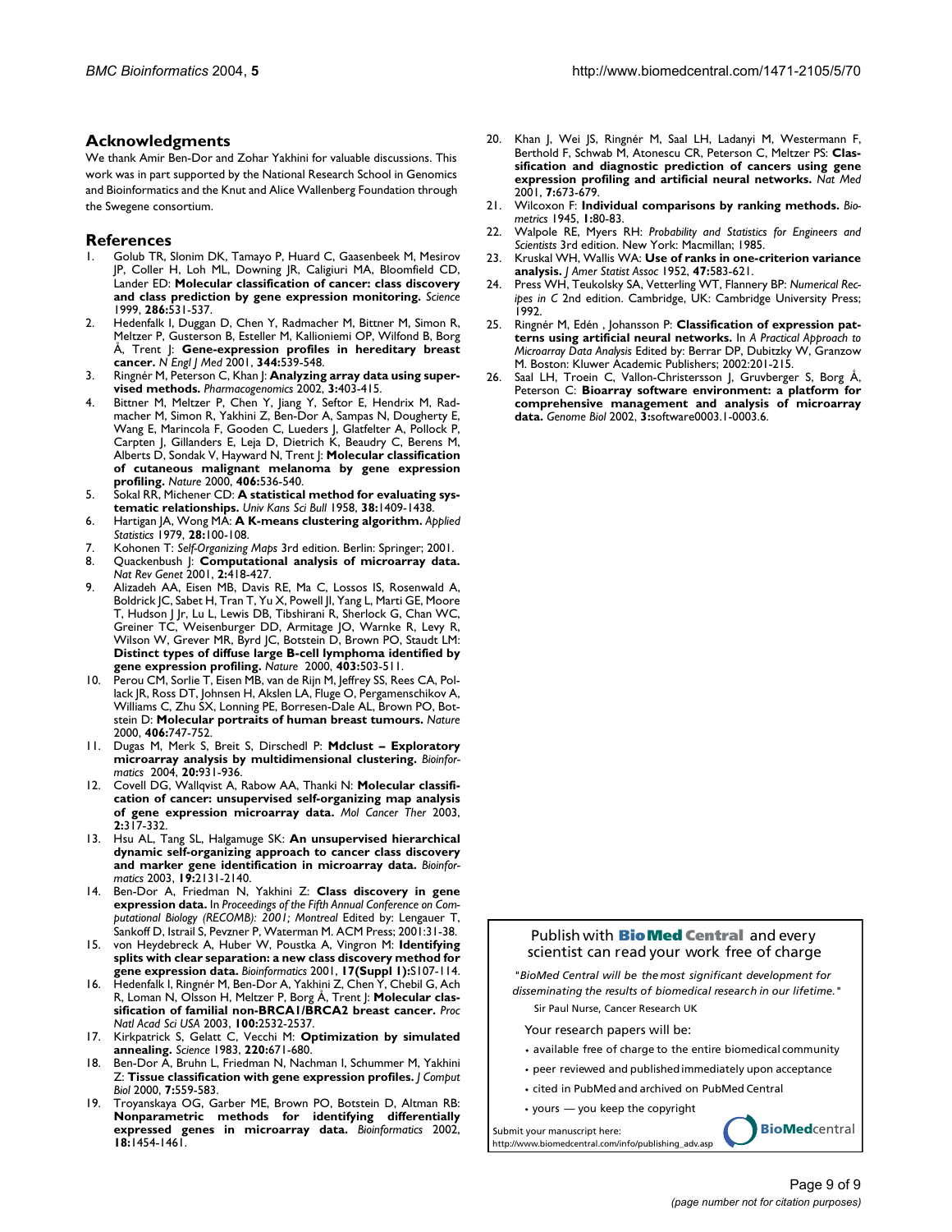## Acknowledgments

We thank Amir Ben-Dor and Zohar Yakhini for valuable discussions. This work was in part supported by the National Research School in Genomics and Bioinformatics and the Knut and Alice Wallenberg Foundation through the Swegene consortium.

## References

1. Golub TR, Slonim DK, Tamayo P, Huard C, Gaasenbeek M, Mesirov JP, Coller H, Loh ML, Downing JR, Caligiuri MA, Bloomfield CD, Lander ED: **Molecular classification of cancer: class discovery and class prediction by gene expression monitoring.** *Science* 1999, **286:**531-537.
2. Hedenfalk I, Duggan D, Chen Y, Radmacher M, Bittner M, Simon R, Meltzer P, Gusterson B, Esteller M, Kallioniemi OP, Wilfond B, Borg Å, Trent J: **Gene-expression profiles in hereditary breast cancer.** *N Engl J Med* 2001, **344:**539-548.
3. Ringnér M, Peterson C, Khan J: **Analyzing array data using supervised methods.** *Pharmacogenomics* 2002, **3:**403-415.
4. Bittner M, Meltzer P, Chen Y, Jiang Y, Seftor E, Hendrix M, Radmacher M, Simon R, Yakhini Z, Ben-Dor A, Sampas N, Dougherty E, Wang E, Marincola F, Gooden C, Lueders J, Glatfelter A, Pollock P, Carpten J, Gillanders E, Leja D, Dietrich K, Beaudry C, Berens M, Alberts D, Sondak V, Hayward N, Trent J: **Molecular classification of cutaneous malignant melanoma by gene expression profiling.** *Nature* 2000, **406:**536-540.
5. Sokal RR, Michener CD: **A statistical method for evaluating systematic relationships.** *Univ Kans Sci Bull* 1958, **38:**1409-1438.
6. Hartigan JA, Wong MA: **A K-means clustering algorithm.** *Applied Statistics* 1979, **28:**100-108.
7. Kohonen T: *Self-Organizing Maps* 3rd edition. Berlin: Springer; 2001.
8. Quackenbush J: **Computational analysis of microarray data.** *Nat Rev Genet* 2001, **2:**418-427.
9. Alizadeh AA, Eisen MB, Davis RE, Ma C, Lossos IS, Rosenwald A, Boldrick JC, Sabet H, Tran T, Yu X, Powell JI, Yang L, Marti GE, Moore T, Hudson J Jr, Lu L, Lewis DB, Tibshirani R, Sherlock G, Chan WC, Greiner TC, Weisenburger DD, Armitage JO, Warnke R, Levy R, Wilson W, Grever MR, Byrd JC, Botstein D, Brown PO, Staudt LM: **Distinct types of diffuse large B-cell lymphoma identified by gene expression profiling.** *Nature* 2000, **403:**503-511.
10. Perou CM, Sorlie T, Eisen MB, van de Rijn M, Jeffrey SS, Rees CA, Pollack JR, Ross DT, Johnsen H, Akslen LA, Fluge O, Pergamenschikov A, Williams C, Zhu SX, Lonning PE, Borresen-Dale AL, Brown PO, Botstein D: **Molecular portraits of human breast tumours.** *Nature* 2000, **406:**747-752.
11. Dugas M, Merk S, Breit S, Dirschedl P: **Mdclust – Exploratory microarray analysis by multidimensional clustering.** *Bioinformatics* 2004, **20:**931-936.
12. Covell DG, Wallqvist A, Rabow AA, Thanki N: **Molecular classification of cancer: unsupervised self-organizing map analysis of gene expression microarray data.** *Mol Cancer Ther* 2003, **2:**317-332.
13. Hsu AL, Tang SL, Halgamuge SK: **An unsupervised hierarchical dynamic self-organizing approach to cancer class discovery and marker gene identification in microarray data.** *Bioinformatics* 2003, **19:**2131-2140.
14. Ben-Dor A, Friedman N, Yakhini Z: **Class discovery in gene expression data.** In *Proceedings of the Fifth Annual Conference on Computational Biology (RECOMB): 2001; Montreal* Edited by: Lengauer T, Sankoff D, Istrail S, Pevzner P, Waterman M. ACM Press; 2001:31-38.
15. von Heydebreck A, Huber W, Poustka A, Vingron M: **Identifying splits with clear separation: a new class discovery method for gene expression data.** *Bioinformatics* 2001, **17(Suppl 1):**S107-114.
16. Hedenfalk I, Ringnér M, Ben-Dor A, Yakhini Z, Chen Y, Chebil G, Ach R, Loman N, Olsson H, Meltzer P, Borg Å, Trent J: **Molecular classification of familial non-BRCA1/BRCA2 breast cancer.** *Proc Natl Acad Sci USA* 2003, **100:**2532-2537.
17. Kirkpatrick S, Gelatt C, Vecchi M: **Optimization by simulated annealing.** *Science* 1983, **220:**671-680.
18. Ben-Dor A, Bruhn L, Friedman N, Nachman I, Schummer M, Yakhini Z: **Tissue classification with gene expression profiles.** *J Comput Biol* 2000, **7:**559-583.
19. Troyanskaya OG, Garber ME, Brown PO, Botstein D, Altman RB: **Nonparametric methods for identifying differentially expressed genes in microarray data.** *Bioinformatics* 2002, **18:**1454-1461.
20. Khan J, Wei JS, Ringnér M, Saal LH, Ladanyi M, Westermann F, Berthold F, Schwab M, Atonescu CR, Peterson C, Meltzer PS: **Classification and diagnostic prediction of cancers using gene expression profiling and artificial neural networks.** *Nat Med* 2001, **7:**673-679.
21. Wilcoxon F: **Individual comparisons by ranking methods.** *Biometrics* 1945, **1:**80-83.
22. Walpole RE, Myers RH: *Probability and Statistics for Engineers and Scientists* 3rd edition. New York: Macmillan; 1985.
23. Kruskal WH, Wallis WA: **Use of ranks in one-criterion variance analysis.** *J Amer Statist Assoc* 1952, **47:**583-621.
24. Press WH, Teukolsky SA, Vetterling WT, Flannery BP: *Numerical Recipes in C* 2nd edition. Cambridge, UK: Cambridge University Press; 1992.
25. Ringnér M, Edén , Johansson P: **Classification of expression patterns using artificial neural networks.** In *A Practical Approach to Microarray Data Analysis* Edited by: Berrar DP, Dubitzky W, Granzow M. Boston: Kluwer Academic Publishers; 2002:201-215.
26. Saal LH, Troein C, Vallon-Christersson J, Gruvberger S, Borg Å, Peterson C: **Bioarray software environment: a platform for comprehensive management and analysis of microarray data.** *Genome Biol* 2002, **3:**software0003.1-0003.6.

Publish with **BioMed Central** and every scientist can read your work free of charge

*"BioMed Central will be the most significant development for disseminating the results of biomedical research in our lifetime."*
Sir Paul Nurse, Cancer Research UK

Your research papers will be:

- available free of charge to the entire biomedical community
- peer reviewed and published immediately upon acceptance
- cited in PubMed and archived on PubMed Central
- yours — you keep the copyright

Submit your manuscript here:
http://www.biomedcentral.com/info/publishing_adv.asp

BioMedcentral